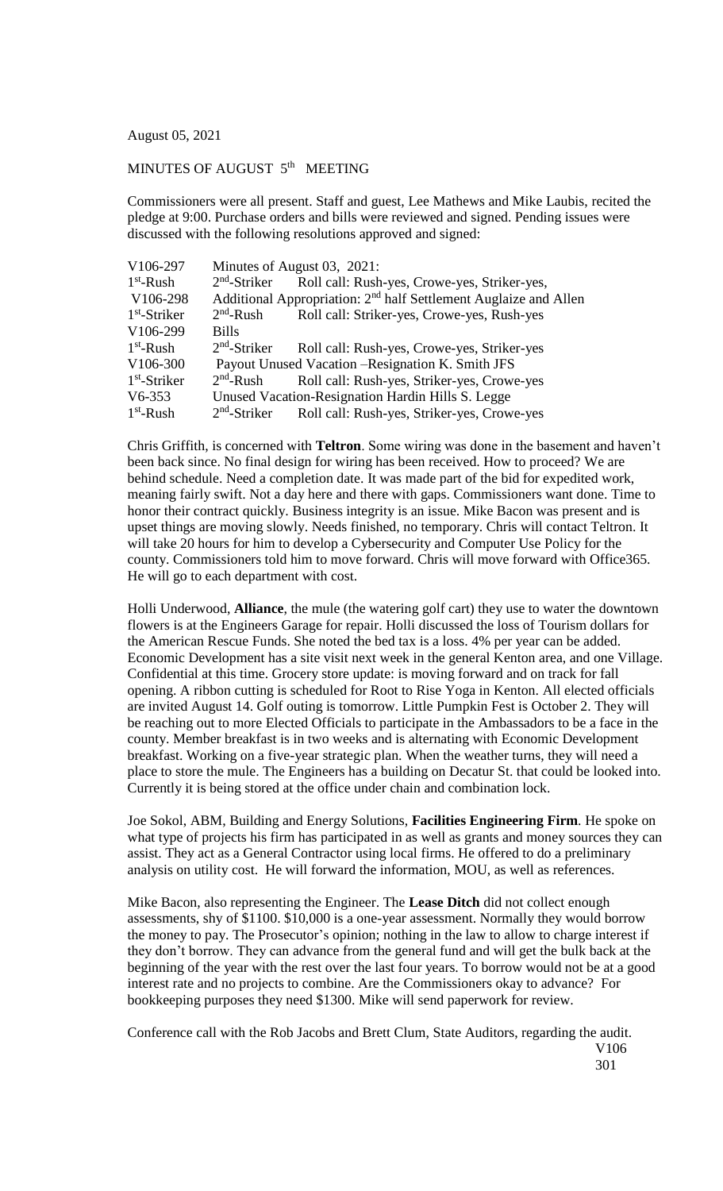August 05, 2021

MINUTES OF AUGUST 5th MEETING

Commissioners were all present. Staff and guest, Lee Mathews and Mike Laubis, recited the pledge at 9:00. Purchase orders and bills were reviewed and signed. Pending issues were discussed with the following resolutions approved and signed:

| | | |
|---|---|---|
| V106-297 | Minutes of August 03, 2021: | |
| 1st-Rush | 2nd-Striker | Roll call: Rush-yes, Crowe-yes, Striker-yes, |
| V106-298 | Additional Appropriation: 2nd half Settlement Auglaize and Allen | |
| 1st-Striker | 2nd-Rush | Roll call: Striker-yes, Crowe-yes, Rush-yes |
| V106-299 | Bills | |
| 1st-Rush | 2nd-Striker | Roll call: Rush-yes, Crowe-yes, Striker-yes |
| V106-300 | Payout Unused Vacation –Resignation K. Smith JFS | |
| 1st-Striker | 2nd-Rush | Roll call: Rush-yes, Striker-yes, Crowe-yes |
| V6-353 | Unused Vacation-Resignation Hardin Hills S. Legge | |
| 1st-Rush | 2nd-Striker | Roll call: Rush-yes, Striker-yes, Crowe-yes |

Chris Griffith, is concerned with **Teltron**. Some wiring was done in the basement and haven't been back since. No final design for wiring has been received. How to proceed? We are behind schedule. Need a completion date. It was made part of the bid for expedited work, meaning fairly swift. Not a day here and there with gaps. Commissioners want done. Time to honor their contract quickly. Business integrity is an issue. Mike Bacon was present and is upset things are moving slowly. Needs finished, no temporary. Chris will contact Teltron. It will take 20 hours for him to develop a Cybersecurity and Computer Use Policy for the county. Commissioners told him to move forward. Chris will move forward with Office365. He will go to each department with cost.

Holli Underwood, **Alliance**, the mule (the watering golf cart) they use to water the downtown flowers is at the Engineers Garage for repair. Holli discussed the loss of Tourism dollars for the American Rescue Funds. She noted the bed tax is a loss. 4% per year can be added. Economic Development has a site visit next week in the general Kenton area, and one Village. Confidential at this time. Grocery store update: is moving forward and on track for fall opening. A ribbon cutting is scheduled for Root to Rise Yoga in Kenton. All elected officials are invited August 14. Golf outing is tomorrow. Little Pumpkin Fest is October 2. They will be reaching out to more Elected Officials to participate in the Ambassadors to be a face in the county. Member breakfast is in two weeks and is alternating with Economic Development breakfast. Working on a five-year strategic plan. When the weather turns, they will need a place to store the mule. The Engineers has a building on Decatur St. that could be looked into. Currently it is being stored at the office under chain and combination lock.

Joe Sokol, ABM, Building and Energy Solutions, **Facilities Engineering Firm**. He spoke on what type of projects his firm has participated in as well as grants and money sources they can assist. They act as a General Contractor using local firms. He offered to do a preliminary analysis on utility cost. He will forward the information, MOU, as well as references.

Mike Bacon, also representing the Engineer. The **Lease Ditch** did not collect enough assessments, shy of $1100. $10,000 is a one-year assessment. Normally they would borrow the money to pay. The Prosecutor's opinion; nothing in the law to allow to charge interest if they don't borrow. They can advance from the general fund and will get the bulk back at the beginning of the year with the rest over the last four years. To borrow would not be at a good interest rate and no projects to combine. Are the Commissioners okay to advance? For bookkeeping purposes they need $1300. Mike will send paperwork for review.

Conference call with the Rob Jacobs and Brett Clum, State Auditors, regarding the audit.

V106
301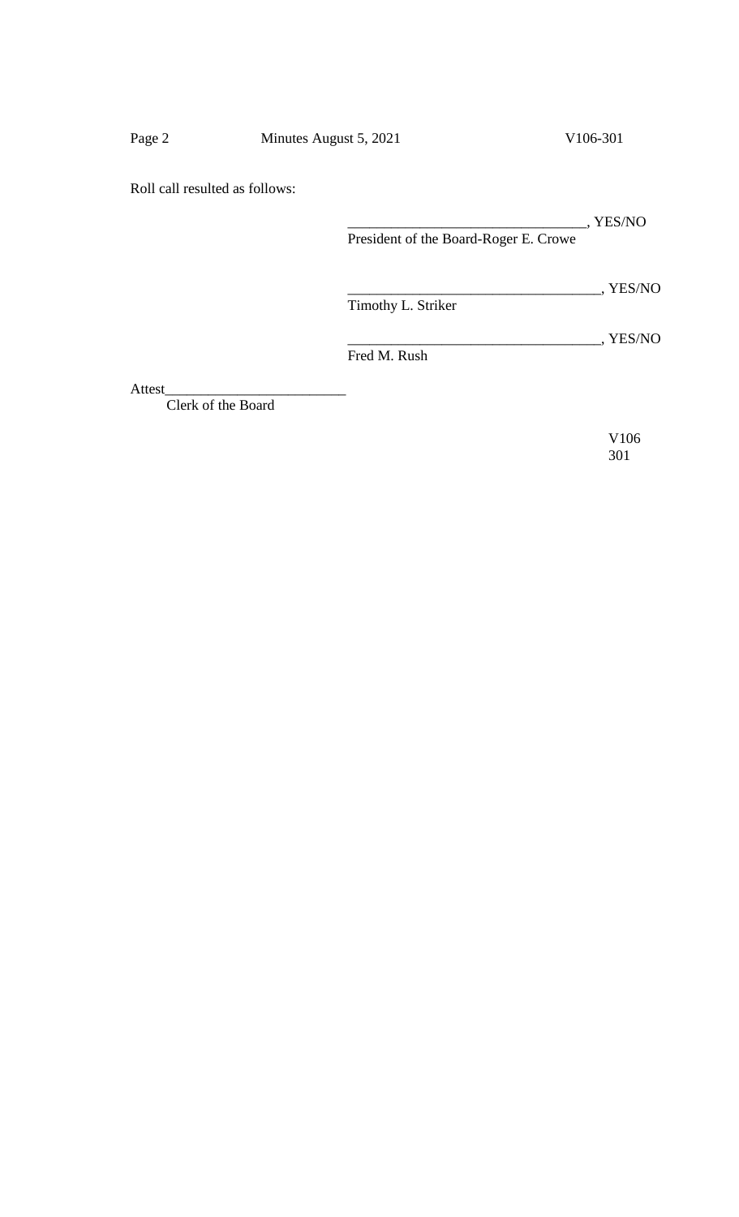Roll call resulted as follows:

_________________________________, YES/NO
President of the Board-Roger E. Crowe

___________________________________, YES/NO
Timothy L. Striker

___________________________________, YES/NO
Fred M. Rush

Attest_________________________
Clerk of the Board

V106
301